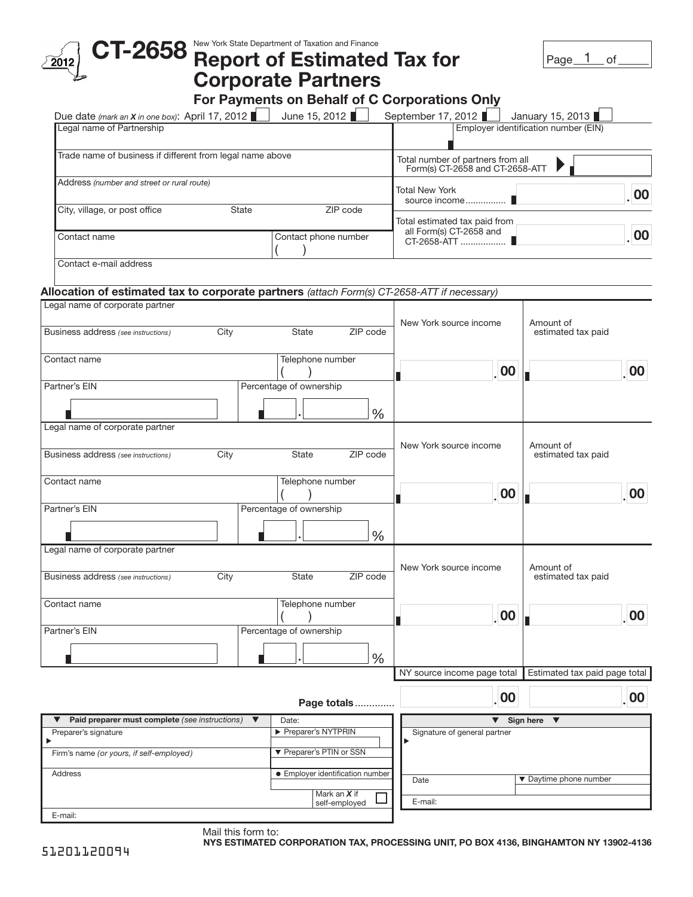2012

# CT-2658 Report of Estimated Tax for Corporate Partners

New York State Department of Taxation and Finance

## For Payments on Behalf of C Corporations Only

Page 1 of ____

Due date *(mark an X in one box)*: April 17, 2012 ☐ June 15, 2012 ☐ September 17, 2012 ☐ January 15, 2013 ☐

| | |
|---|---|
| Legal name of Partnership | Employer identification number (EIN) |
| Trade name of business if different from legal name above | Total number of partners from all Form(s) CT-2658 and CT-2658-ATT ▶ |
| Address *(number and street or rural route)* | Total New York source income ............... .00 |
| City, village, or post office / State / ZIP code | Total estimated tax paid from all Form(s) CT-2658 and CT-2658-ATT ................. .00 |
| Contact name / Contact phone number ( ) | |
| Contact e-mail address | |

### Allocation of estimated tax to corporate partners *(attach Form(s) CT-2658-ATT if necessary)*

| Partner information | New York source income | Amount of estimated tax paid |
|---|---|---|
| Legal name of corporate partner; Business address *(see instructions)* / City / State / ZIP code; Contact name / Telephone number ( ); Partner's EIN / Percentage of ownership . % | .00 | .00 |
| Legal name of corporate partner; Business address *(see instructions)* / City / State / ZIP code; Contact name / Telephone number ( ); Partner's EIN / Percentage of ownership . % | .00 | .00 |
| Legal name of corporate partner; Business address *(see instructions)* / City / State / ZIP code; Contact name / Telephone number ( ); Partner's EIN / Percentage of ownership . % | .00 | .00 |
| | NY source income page total | Estimated tax paid page total |
| Page totals ............. | .00 | .00 |

| ▼ Paid preparer must complete *(see instructions)* ▼ | Date: | ▼ Sign here ▼ |
|---|---|---|
| Preparer's signature ▶ | ▶ Preparer's NYTPRIN | Signature of general partner ▶ |
| Firm's name *(or yours, if self-employed)* | ▼ Preparer's PTIN or SSN | |
| Address | ● Employer identification number | Date / ▼ Daytime phone number |
| | Mark an X if self-employed ☐ | E-mail: |
| E-mail: | | |

Mail this form to:
**NYS ESTIMATED CORPORATION TAX, PROCESSING UNIT, PO BOX 4136, BINGHAMTON NY 13902-4136**

51201120094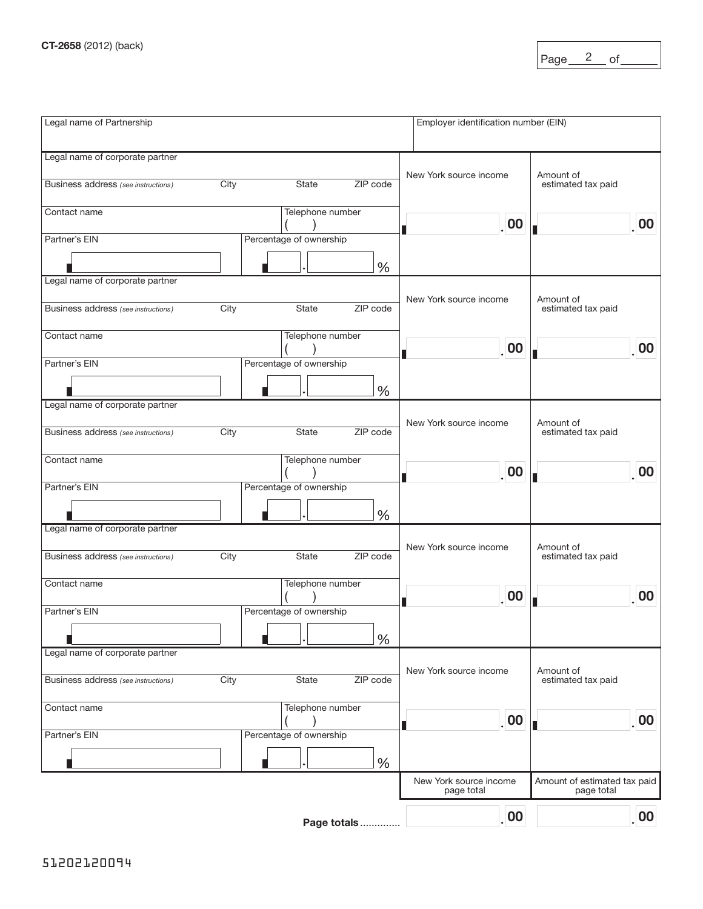CT-2658 (2012) (back)

| Legal name of Partnership | Employer identification number (EIN) |
|---|---|
| | |

| Partner information | New York source income | Amount of estimated tax paid |
|---|---|---|
| Legal name of corporate partner<br>Business address *(see instructions)* City State ZIP code<br>Contact name Telephone number ( )<br>Partner's EIN Percentage of ownership . % | .00 | .00 |
| Legal name of corporate partner<br>Business address *(see instructions)* City State ZIP code<br>Contact name Telephone number ( )<br>Partner's EIN Percentage of ownership . % | .00 | .00 |
| Legal name of corporate partner<br>Business address *(see instructions)* City State ZIP code<br>Contact name Telephone number ( )<br>Partner's EIN Percentage of ownership . % | .00 | .00 |
| Legal name of corporate partner<br>Business address *(see instructions)* City State ZIP code<br>Contact name Telephone number ( )<br>Partner's EIN Percentage of ownership . % | .00 | .00 |
| Legal name of corporate partner<br>Business address *(see instructions)* City State ZIP code<br>Contact name Telephone number ( )<br>Partner's EIN Percentage of ownership . % | .00 | .00 |

| | New York source income page total | Amount of estimated tax paid page total |
|---|---|---|
| **Page totals** .............. | .00 | .00 |

51202120094